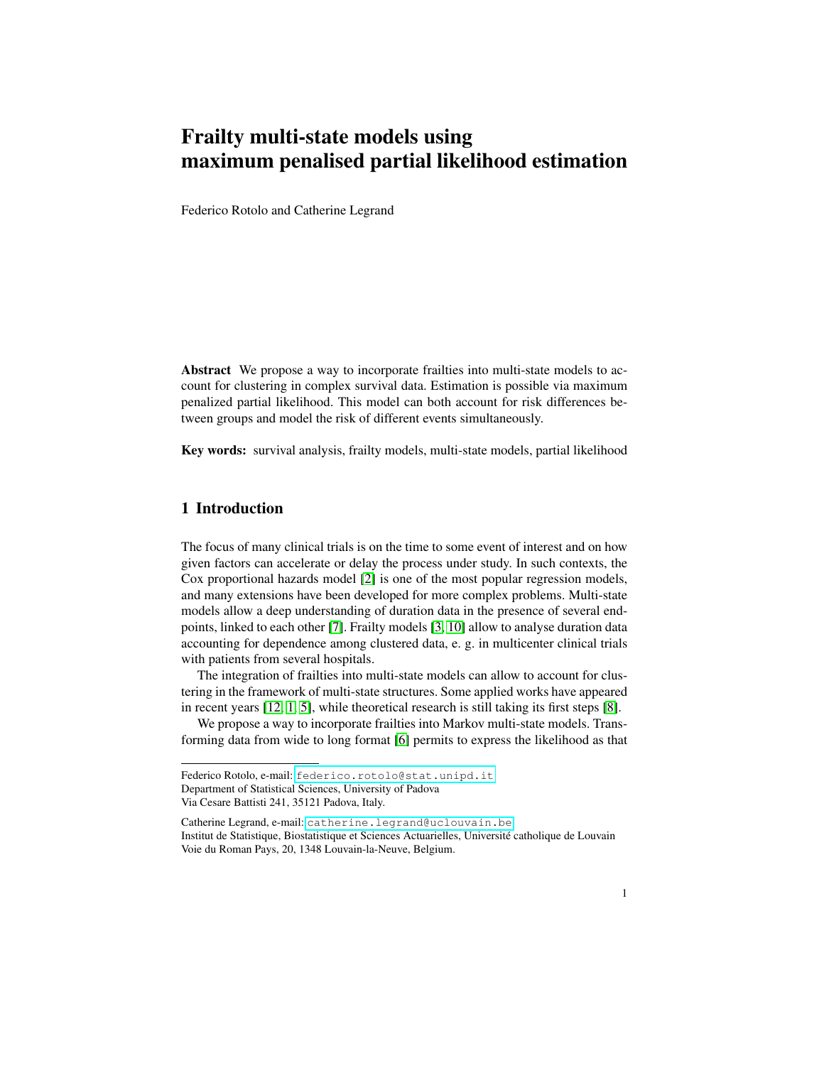# Frailty multi-state models using maximum penalised partial likelihood estimation

Federico Rotolo and Catherine Legrand

**Abstract** We propose a way to incorporate frailties into multi-state models to account for clustering in complex survival data. Estimation is possible via maximum penalized partial likelihood. This model can both account for risk differences between groups and model the risk of different events simultaneously.

**Key words:** survival analysis, frailty models, multi-state models, partial likelihood

## 1 Introduction

The focus of many clinical trials is on the time to some event of interest and on how given factors can accelerate or delay the process under study. In such contexts, the Cox proportional hazards model [2] is one of the most popular regression models, and many extensions have been developed for more complex problems. Multi-state models allow a deep understanding of duration data in the presence of several endpoints, linked to each other [7]. Frailty models [3, 10] allow to analyse duration data accounting for dependence among clustered data, e. g. in multicenter clinical trials with patients from several hospitals.

The integration of frailties into multi-state models can allow to account for clustering in the framework of multi-state structures. Some applied works have appeared in recent years [12, 1, 5], while theoretical research is still taking its first steps [8].

We propose a way to incorporate frailties into Markov multi-state models. Transforming data from wide to long format [6] permits to express the likelihood as that

---

Federico Rotolo, e-mail: federico.rotolo@stat.unipd.it
Department of Statistical Sciences, University of Padova
Via Cesare Battisti 241, 35121 Padova, Italy.

Catherine Legrand, e-mail: catherine.legrand@uclouvain.be
Institut de Statistique, Biostatistique et Sciences Actuarielles, Université catholique de Louvain
Voie du Roman Pays, 20, 1348 Louvain-la-Neuve, Belgium.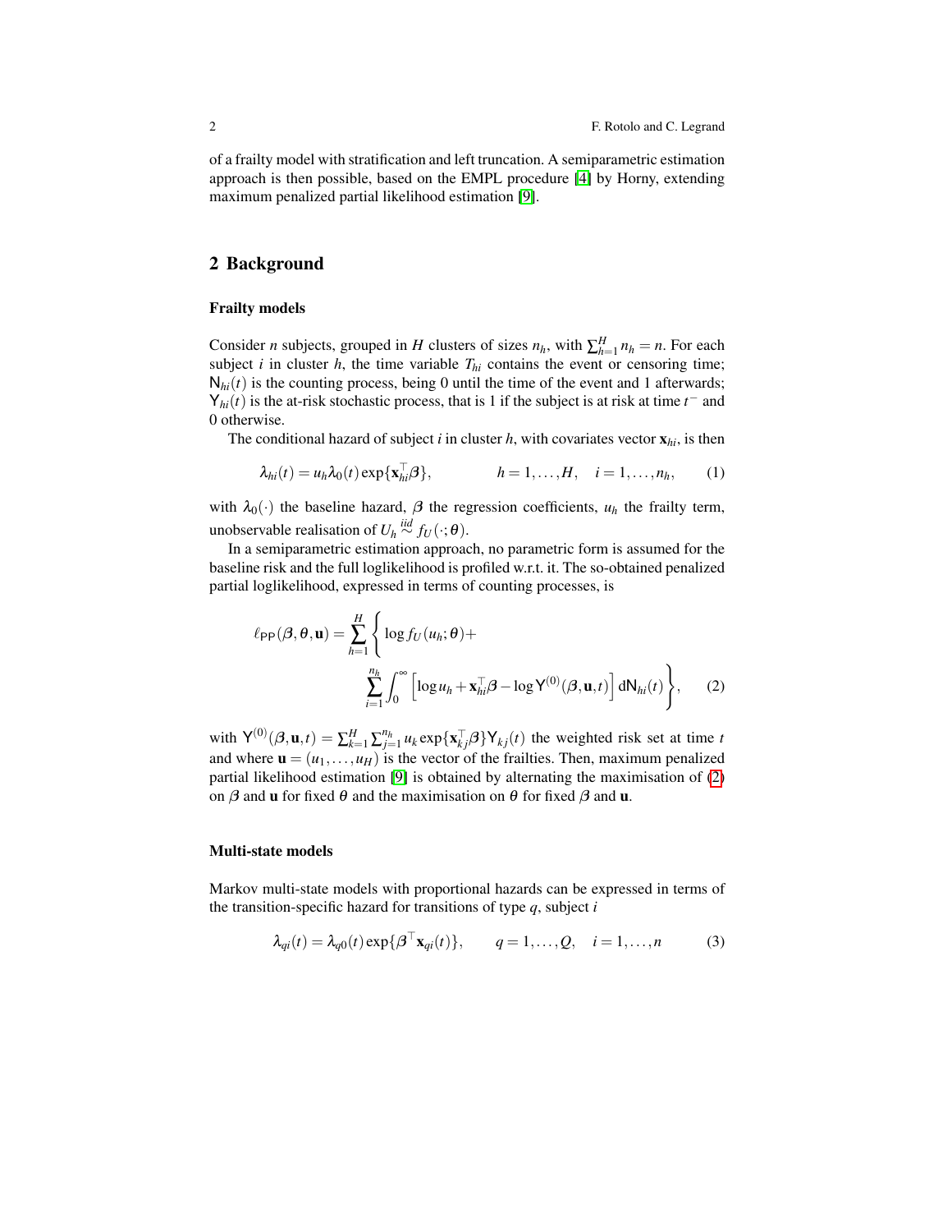of a frailty model with stratification and left truncation. A semiparametric estimation approach is then possible, based on the EMPL procedure [4] by Horny, extending maximum penalized partial likelihood estimation [9].

## 2 Background

### Frailty models

Consider $n$ subjects, grouped in $H$ clusters of sizes $n_h$, with $\sum_{h=1}^{H} n_h = n$. For each subject $i$ in cluster $h$, the time variable $T_{hi}$ contains the event or censoring time; $\mathsf{N}_{hi}(t)$ is the counting process, being 0 until the time of the event and 1 afterwards; $\mathsf{Y}_{hi}(t)$ is the at-risk stochastic process, that is 1 if the subject is at risk at time $t^-$ and 0 otherwise.

The conditional hazard of subject $i$ in cluster $h$, with covariates vector $\mathbf{x}_{hi}$, is then

$$\lambda_{hi}(t) = u_h \lambda_0(t) \exp\{\mathbf{x}_{hi}^\top \boldsymbol{\beta}\}, \qquad h = 1, \ldots, H, \quad i = 1, \ldots, n_h, \tag{1}$$

with $\lambda_0(\cdot)$ the baseline hazard, $\boldsymbol{\beta}$ the regression coefficients, $u_h$ the frailty term, unobservable realisation of $U_h \overset{iid}{\sim} f_U(\cdot;\theta)$.

In a semiparametric estimation approach, no parametric form is assumed for the baseline risk and the full loglikelihood is profiled w.r.t. it. The so-obtained penalized partial loglikelihood, expressed in terms of counting processes, is

$$\ell_{\mathsf{PP}}(\boldsymbol{\beta}, \theta, \mathbf{u}) = \sum_{h=1}^{H} \left\{ \log f_U(u_h;\theta) + \sum_{i=1}^{n_h} \int_0^\infty \left[ \log u_h + \mathbf{x}_{hi}^\top \boldsymbol{\beta} - \log \mathsf{Y}^{(0)}(\boldsymbol{\beta}, \mathbf{u}, t) \right] \mathsf{d}\mathsf{N}_{hi}(t) \right\}, \tag{2}$$

with $\mathsf{Y}^{(0)}(\boldsymbol{\beta}, \mathbf{u}, t) = \sum_{k=1}^{H} \sum_{j=1}^{n_h} u_k \exp\{\mathbf{x}_{kj}^\top \boldsymbol{\beta}\} \mathsf{Y}_{kj}(t)$ the weighted risk set at time $t$ and where $\mathbf{u} = (u_1, \ldots, u_H)$ is the vector of the frailties. Then, maximum penalized partial likelihood estimation [9] is obtained by alternating the maximisation of (2) on $\boldsymbol{\beta}$ and $\mathbf{u}$ for fixed $\theta$ and the maximisation on $\theta$ for fixed $\boldsymbol{\beta}$ and $\mathbf{u}$.

### Multi-state models

Markov multi-state models with proportional hazards can be expressed in terms of the transition-specific hazard for transitions of type $q$, subject $i$

$$\lambda_{qi}(t) = \lambda_{q0}(t) \exp\{\boldsymbol{\beta}^\top \mathbf{x}_{qi}(t)\}, \qquad q = 1, \ldots, Q, \quad i = 1, \ldots, n \tag{3}$$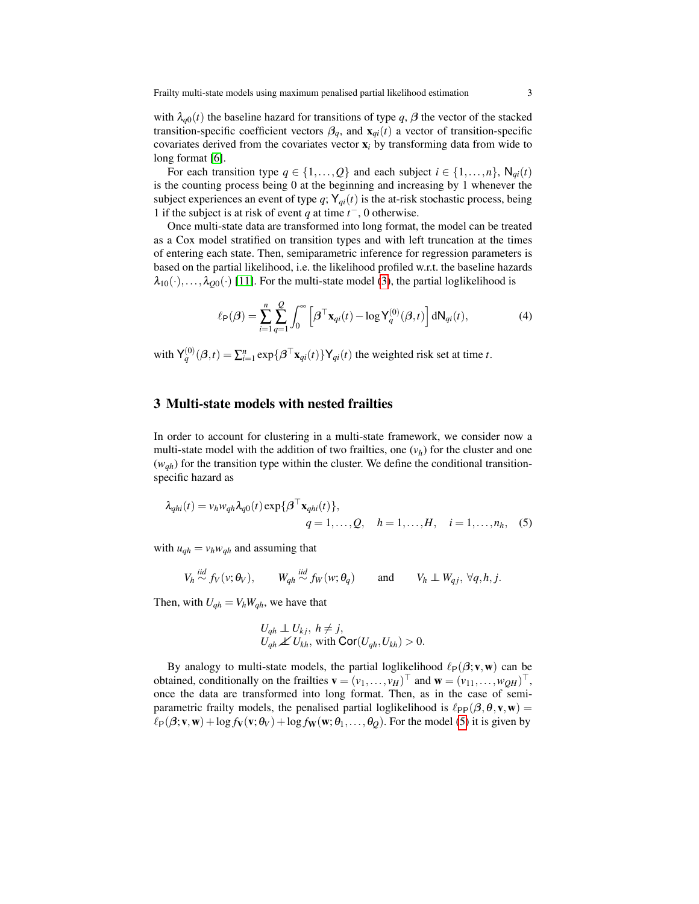with $\lambda_{q0}(t)$ the baseline hazard for transitions of type $q$, $\boldsymbol{\beta}$ the vector of the stacked transition-specific coefficient vectors $\boldsymbol{\beta}_q$, and $\mathbf{x}_{qi}(t)$ a vector of transition-specific covariates derived from the covariates vector $\mathbf{x}_i$ by transforming data from wide to long format [6].

For each transition type $q \in \{1,\ldots,Q\}$ and each subject $i \in \{1,\ldots,n\}$, $\mathsf{N}_{qi}(t)$ is the counting process being 0 at the beginning and increasing by 1 whenever the subject experiences an event of type $q$; $\mathsf{Y}_{qi}(t)$ is the at-risk stochastic process, being 1 if the subject is at risk of event $q$ at time $t^-$, 0 otherwise.

Once multi-state data are transformed into long format, the model can be treated as a Cox model stratified on transition types and with left truncation at the times of entering each state. Then, semiparametric inference for regression parameters is based on the partial likelihood, i.e. the likelihood profiled w.r.t. the baseline hazards $\lambda_{10}(\cdot),\ldots,\lambda_{Q0}(\cdot)$ [11]. For the multi-state model (3), the partial loglikelihood is

$$\ell_{\mathsf{P}}(\boldsymbol{\beta}) = \sum_{i=1}^{n}\sum_{q=1}^{Q}\int_{0}^{\infty}\left[\boldsymbol{\beta}^\top \mathbf{x}_{qi}(t) - \log \mathsf{Y}_q^{(0)}(\boldsymbol{\beta},t)\right]\mathrm{d}\mathsf{N}_{qi}(t), \tag{4}$$

with $\mathsf{Y}_q^{(0)}(\boldsymbol{\beta},t) = \sum_{i=1}^{n}\exp\{\boldsymbol{\beta}^\top \mathbf{x}_{qi}(t)\}\mathsf{Y}_{qi}(t)$ the weighted risk set at time $t$.

## 3 Multi-state models with nested frailties

In order to account for clustering in a multi-state framework, we consider now a multi-state model with the addition of two frailties, one ($v_h$) for the cluster and one ($w_{qh}$) for the transition type within the cluster. We define the conditional transition-specific hazard as

$$\lambda_{qhi}(t) = v_h w_{qh}\lambda_{q0}(t)\exp\{\boldsymbol{\beta}^\top \mathbf{x}_{qhi}(t)\}, \qquad q=1,\ldots,Q, \quad h=1,\ldots,H, \quad i=1,\ldots,n_h, \tag{5}$$

with $u_{qh} = v_h w_{qh}$ and assuming that

$$V_h \overset{iid}{\sim} f_V(v;\theta_V), \qquad W_{qh} \overset{iid}{\sim} f_W(w;\theta_q) \qquad \text{and} \qquad V_h \perp\!\!\!\perp W_{qj},\ \forall q,h,j.$$

Then, with $U_{qh} = V_h W_{qh}$, we have that

$$\begin{aligned} &U_{qh} \perp\!\!\!\perp U_{kj},\ h \neq j,\\ &U_{qh} \not\perp\!\!\!\perp U_{kh},\ \text{with } \mathsf{Cor}(U_{qh},U_{kh}) > 0. \end{aligned}$$

By analogy to multi-state models, the partial loglikelihood $\ell_{\mathsf{P}}(\boldsymbol{\beta};\mathbf{v},\mathbf{w})$ can be obtained, conditionally on the frailties $\mathbf{v} = (v_1,\ldots,v_H)^\top$ and $\mathbf{w} = (v_{11},\ldots,w_{QH})^\top$, once the data are transformed into long format. Then, as in the case of semi-parametric frailty models, the penalised partial loglikelihood is $\ell_{\mathsf{PP}}(\boldsymbol{\beta},\boldsymbol{\theta},\mathbf{v},\mathbf{w}) = \ell_{\mathsf{P}}(\boldsymbol{\beta};\mathbf{v},\mathbf{w}) + \log f_{\mathbf{V}}(\mathbf{v};\theta_V) + \log f_{\mathbf{W}}(\mathbf{w};\theta_1,\ldots,\theta_Q)$. For the model (5) it is given by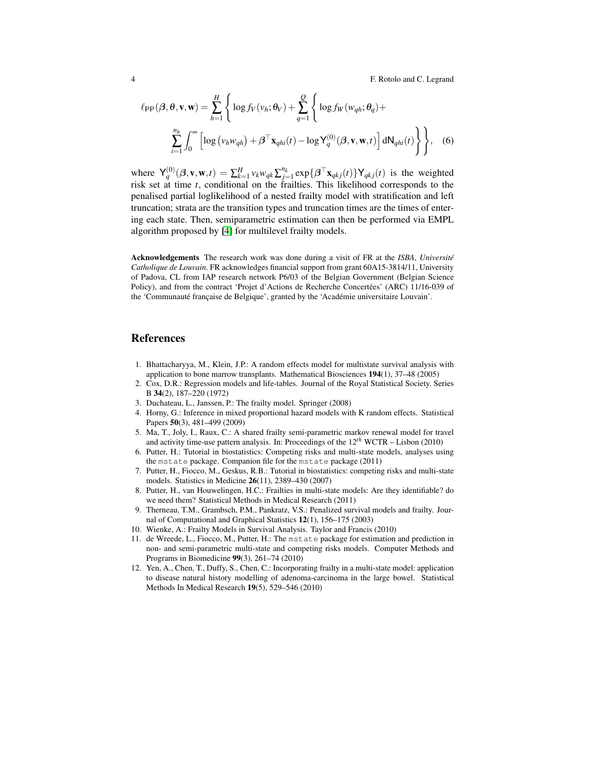$$
\ell_{\mathsf{PP}}(\boldsymbol{\beta},\boldsymbol{\theta},\mathbf{v},\mathbf{w}) = \sum_{h=1}^{H} \left\{ \log f_V(v_h;\theta_V) + \sum_{q=1}^{Q} \left\{ \log f_W(w_{qh};\theta_q) + \sum_{i=1}^{n_h} \int_0^\infty \left[ \log\left(v_h w_{qh}\right) + \boldsymbol{\beta}^\top \mathbf{x}_{qhi}(t) - \log \mathsf{Y}_q^{(0)}(\boldsymbol{\beta},\mathbf{v},\mathbf{w},t) \right] \mathsf{dN}_{qhi}(t) \right\} \right\}, \quad (6)
$$

where $\mathsf{Y}_q^{(0)}(\boldsymbol{\beta},\mathbf{v},\mathbf{w},t) = \sum_{k=1}^{H} v_k w_{qk} \sum_{j=1}^{n_k} \exp\{\boldsymbol{\beta}^\top \mathbf{x}_{qkj}(t)\} \mathsf{Y}_{qkj}(t)$ is the weighted risk set at time $t$, conditional on the frailties. This likelihood corresponds to the penalised partial loglikelihood of a nested frailty model with stratification and left truncation; strata are the transition types and truncation times are the times of entering each state. Then, semiparametric estimation can then be performed via EMPL algorithm proposed by [4] for multilevel frailty models.

**Acknowledgements** The research work was done during a visit of FR at the *ISBA*, *Université Catholique de Louvain*. FR acknowledges financial support from grant 60A15-3814/11, University of Padova, CL from IAP research network P6/03 of the Belgian Government (Belgian Science Policy), and from the contract 'Projet d'Actions de Recherche Concertées' (ARC) 11/16-039 of the 'Communauté française de Belgique', granted by the 'Académie universitaire Louvain'.

## References

1. Bhattacharyya, M., Klein, J.P.: A random effects model for multistate survival analysis with application to bone marrow transplants. Mathematical Biosciences **194**(1), 37–48 (2005)
2. Cox, D.R.: Regression models and life-tables. Journal of the Royal Statistical Society. Series B **34**(2), 187–220 (1972)
3. Duchateau, L., Janssen, P.: The frailty model. Springer (2008)
4. Horny, G.: Inference in mixed proportional hazard models with K random effects. Statistical Papers **50**(3), 481–499 (2009)
5. Ma, T., Joly, I., Raux, C.: A shared frailty semi-parametric markov renewal model for travel and activity time-use pattern analysis. In: Proceedings of the $12^{th}$ WCTR – Lisbon (2010)
6. Putter, H.: Tutorial in biostatistics: Competing risks and multi-state models, analyses using the `mstate` package. Companion file for the `mstate` package (2011)
7. Putter, H., Fiocco, M., Geskus, R.B.: Tutorial in biostatistics: competing risks and multi-state models. Statistics in Medicine **26**(11), 2389–430 (2007)
8. Putter, H., van Houwelingen, H.C.: Frailties in multi-state models: Are they identifiable? do we need them? Statistical Methods in Medical Research (2011)
9. Therneau, T.M., Grambsch, P.M., Pankratz, V.S.: Penalized survival models and frailty. Journal of Computational and Graphical Statistics **12**(1), 156–175 (2003)
10. Wienke, A.: Frailty Models in Survival Analysis. Taylor and Francis (2010)
11. de Wreede, L., Fiocco, M., Putter, H.: The `mstate` package for estimation and prediction in non- and semi-parametric multi-state and competing risks models. Computer Methods and Programs in Biomedicine **99**(3), 261–74 (2010)
12. Yen, A., Chen, T., Duffy, S., Chen, C.: Incorporating frailty in a multi-state model: application to disease natural history modelling of adenoma-carcinoma in the large bowel. Statistical Methods In Medical Research **19**(5), 529–546 (2010)